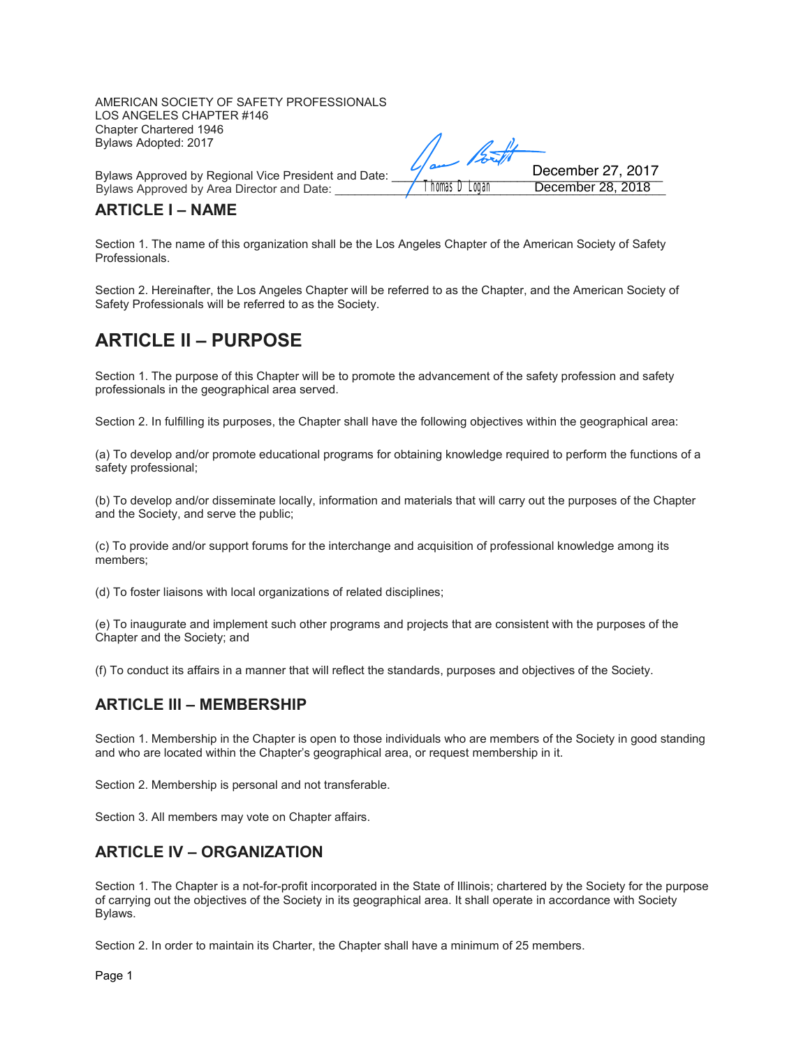AMERICAN SOCIETY OF SAFETY PROFESSIONALS
LOS ANGELES CHAPTER #146
Chapter Chartered 1946
Bylaws Adopted: 2017

Bylaws Approved by Regional Vice President and Date: ____________ December 27, 2017
Bylaws Approved by Area Director and Date: Thomas D Logan December 28, 2018

## ARTICLE I – NAME

Section 1. The name of this organization shall be the Los Angeles Chapter of the American Society of Safety Professionals.

Section 2. Hereinafter, the Los Angeles Chapter will be referred to as the Chapter, and the American Society of Safety Professionals will be referred to as the Society.

## ARTICLE II – PURPOSE

Section 1. The purpose of this Chapter will be to promote the advancement of the safety profession and safety professionals in the geographical area served.

Section 2. In fulfilling its purposes, the Chapter shall have the following objectives within the geographical area:

(a) To develop and/or promote educational programs for obtaining knowledge required to perform the functions of a safety professional;

(b) To develop and/or disseminate locally, information and materials that will carry out the purposes of the Chapter and the Society, and serve the public;

(c) To provide and/or support forums for the interchange and acquisition of professional knowledge among its members;

(d) To foster liaisons with local organizations of related disciplines;

(e) To inaugurate and implement such other programs and projects that are consistent with the purposes of the Chapter and the Society; and

(f) To conduct its affairs in a manner that will reflect the standards, purposes and objectives of the Society.

## ARTICLE III – MEMBERSHIP

Section 1. Membership in the Chapter is open to those individuals who are members of the Society in good standing and who are located within the Chapter's geographical area, or request membership in it.

Section 2. Membership is personal and not transferable.

Section 3. All members may vote on Chapter affairs.

## ARTICLE IV – ORGANIZATION

Section 1. The Chapter is a not-for-profit incorporated in the State of Illinois; chartered by the Society for the purpose of carrying out the objectives of the Society in its geographical area. It shall operate in accordance with Society Bylaws.

Section 2. In order to maintain its Charter, the Chapter shall have a minimum of 25 members.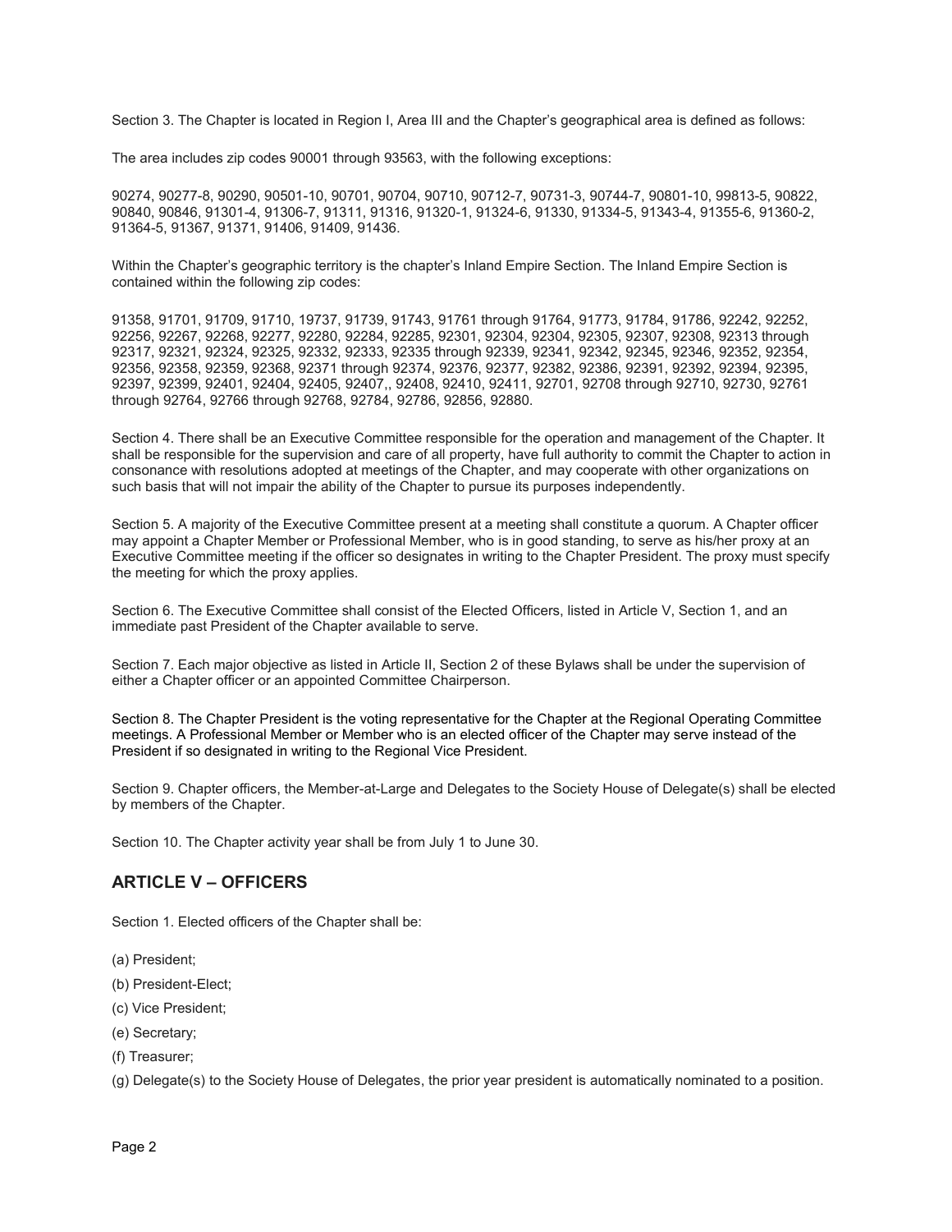Section 3. The Chapter is located in Region I, Area III and the Chapter's geographical area is defined as follows:

The area includes zip codes 90001 through 93563, with the following exceptions:

90274, 90277-8, 90290, 90501-10, 90701, 90704, 90710, 90712-7, 90731-3, 90744-7, 90801-10, 99813-5, 90822, 90840, 90846, 91301-4, 91306-7, 91311, 91316, 91320-1, 91324-6, 91330, 91334-5, 91343-4, 91355-6, 91360-2, 91364-5, 91367, 91371, 91406, 91409, 91436.

Within the Chapter's geographic territory is the chapter's Inland Empire Section. The Inland Empire Section is contained within the following zip codes:

91358, 91701, 91709, 91710, 19737, 91739, 91743, 91761 through 91764, 91773, 91784, 91786, 92242, 92252, 92256, 92267, 92268, 92277, 92280, 92284, 92285, 92301, 92304, 92304, 92305, 92307, 92308, 92313 through 92317, 92321, 92324, 92325, 92332, 92333, 92335 through 92339, 92341, 92342, 92345, 92346, 92352, 92354, 92356, 92358, 92359, 92368, 92371 through 92374, 92376, 92377, 92382, 92386, 92391, 92392, 92394, 92395, 92397, 92399, 92401, 92404, 92405, 92407,, 92408, 92410, 92411, 92701, 92708 through 92710, 92730, 92761 through 92764, 92766 through 92768, 92784, 92786, 92856, 92880.

Section 4. There shall be an Executive Committee responsible for the operation and management of the Chapter. It shall be responsible for the supervision and care of all property, have full authority to commit the Chapter to action in consonance with resolutions adopted at meetings of the Chapter, and may cooperate with other organizations on such basis that will not impair the ability of the Chapter to pursue its purposes independently.

Section 5. A majority of the Executive Committee present at a meeting shall constitute a quorum. A Chapter officer may appoint a Chapter Member or Professional Member, who is in good standing, to serve as his/her proxy at an Executive Committee meeting if the officer so designates in writing to the Chapter President. The proxy must specify the meeting for which the proxy applies.

Section 6. The Executive Committee shall consist of the Elected Officers, listed in Article V, Section 1, and an immediate past President of the Chapter available to serve.

Section 7. Each major objective as listed in Article II, Section 2 of these Bylaws shall be under the supervision of either a Chapter officer or an appointed Committee Chairperson.

Section 8. The Chapter President is the voting representative for the Chapter at the Regional Operating Committee meetings. A Professional Member or Member who is an elected officer of the Chapter may serve instead of the President if so designated in writing to the Regional Vice President.

Section 9. Chapter officers, the Member-at-Large and Delegates to the Society House of Delegate(s) shall be elected by members of the Chapter.

Section 10. The Chapter activity year shall be from July 1 to June 30.

## ARTICLE V – OFFICERS

Section 1. Elected officers of the Chapter shall be:

(a) President;

(b) President-Elect;

(c) Vice President;

(e) Secretary;

(f) Treasurer;

(g) Delegate(s) to the Society House of Delegates, the prior year president is automatically nominated to a position.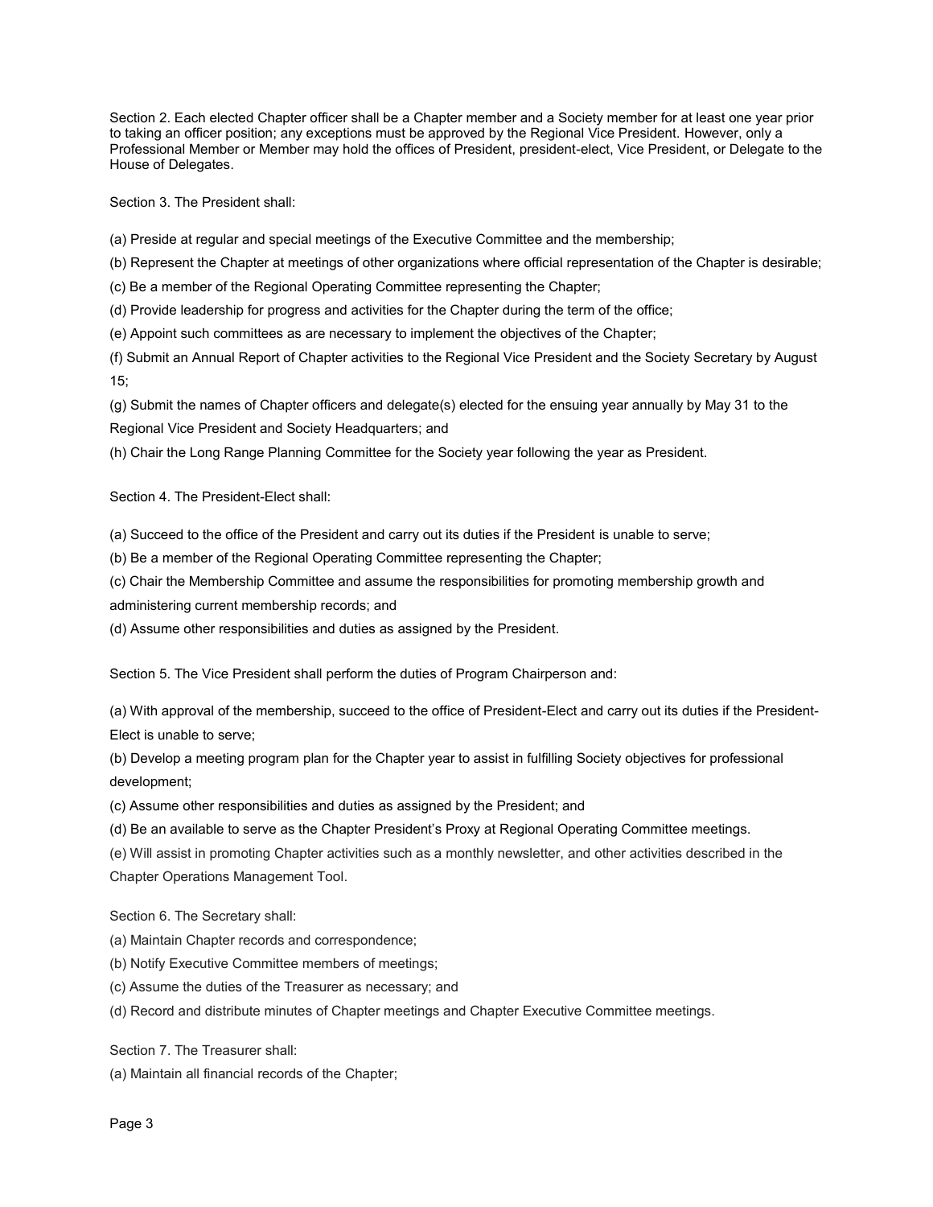Section 2. Each elected Chapter officer shall be a Chapter member and a Society member for at least one year prior to taking an officer position; any exceptions must be approved by the Regional Vice President. However, only a Professional Member or Member may hold the offices of President, president-elect, Vice President, or Delegate to the House of Delegates.

Section 3. The President shall:

(a) Preside at regular and special meetings of the Executive Committee and the membership;

(b) Represent the Chapter at meetings of other organizations where official representation of the Chapter is desirable;

(c) Be a member of the Regional Operating Committee representing the Chapter;

(d) Provide leadership for progress and activities for the Chapter during the term of the office;

(e) Appoint such committees as are necessary to implement the objectives of the Chapter;

(f) Submit an Annual Report of Chapter activities to the Regional Vice President and the Society Secretary by August 15;

(g) Submit the names of Chapter officers and delegate(s) elected for the ensuing year annually by May 31 to the Regional Vice President and Society Headquarters; and

(h) Chair the Long Range Planning Committee for the Society year following the year as President.

Section 4. The President-Elect shall:

(a) Succeed to the office of the President and carry out its duties if the President is unable to serve;

(b) Be a member of the Regional Operating Committee representing the Chapter;

(c) Chair the Membership Committee and assume the responsibilities for promoting membership growth and administering current membership records; and

(d) Assume other responsibilities and duties as assigned by the President.

Section 5. The Vice President shall perform the duties of Program Chairperson and:

(a) With approval of the membership, succeed to the office of President-Elect and carry out its duties if the President-Elect is unable to serve;

(b) Develop a meeting program plan for the Chapter year to assist in fulfilling Society objectives for professional development;

(c) Assume other responsibilities and duties as assigned by the President; and

(d) Be an available to serve as the Chapter President's Proxy at Regional Operating Committee meetings.

(e) Will assist in promoting Chapter activities such as a monthly newsletter, and other activities described in the Chapter Operations Management Tool.

Section 6. The Secretary shall:

(a) Maintain Chapter records and correspondence;

(b) Notify Executive Committee members of meetings;

(c) Assume the duties of the Treasurer as necessary; and

(d) Record and distribute minutes of Chapter meetings and Chapter Executive Committee meetings.

Section 7. The Treasurer shall:

(a) Maintain all financial records of the Chapter;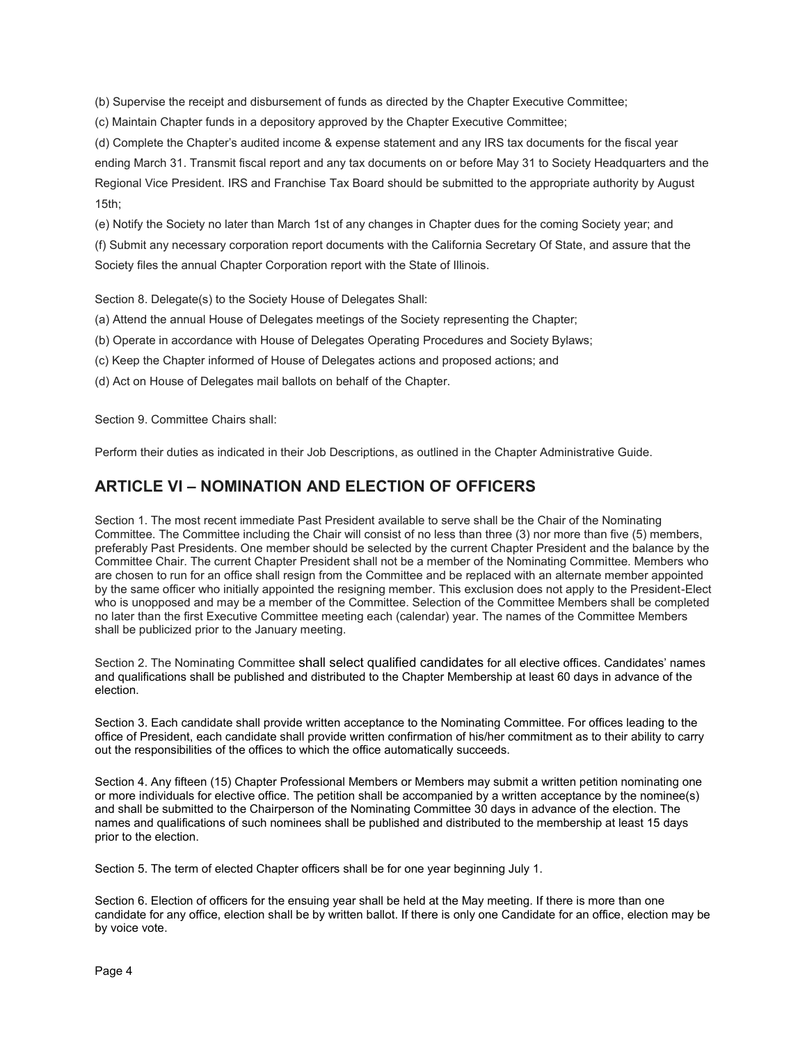(b) Supervise the receipt and disbursement of funds as directed by the Chapter Executive Committee;

(c) Maintain Chapter funds in a depository approved by the Chapter Executive Committee;

(d) Complete the Chapter's audited income & expense statement and any IRS tax documents for the fiscal year ending March 31. Transmit fiscal report and any tax documents on or before May 31 to Society Headquarters and the Regional Vice President. IRS and Franchise Tax Board should be submitted to the appropriate authority by August 15th;

(e) Notify the Society no later than March 1st of any changes in Chapter dues for the coming Society year; and

(f) Submit any necessary corporation report documents with the California Secretary Of State, and assure that the Society files the annual Chapter Corporation report with the State of Illinois.

Section 8. Delegate(s) to the Society House of Delegates Shall:

(a) Attend the annual House of Delegates meetings of the Society representing the Chapter;

(b) Operate in accordance with House of Delegates Operating Procedures and Society Bylaws;

(c) Keep the Chapter informed of House of Delegates actions and proposed actions; and

(d) Act on House of Delegates mail ballots on behalf of the Chapter.

Section 9. Committee Chairs shall:

Perform their duties as indicated in their Job Descriptions, as outlined in the Chapter Administrative Guide.

## ARTICLE VI – NOMINATION AND ELECTION OF OFFICERS

Section 1. The most recent immediate Past President available to serve shall be the Chair of the Nominating Committee. The Committee including the Chair will consist of no less than three (3) nor more than five (5) members, preferably Past Presidents. One member should be selected by the current Chapter President and the balance by the Committee Chair. The current Chapter President shall not be a member of the Nominating Committee. Members who are chosen to run for an office shall resign from the Committee and be replaced with an alternate member appointed by the same officer who initially appointed the resigning member. This exclusion does not apply to the President-Elect who is unopposed and may be a member of the Committee. Selection of the Committee Members shall be completed no later than the first Executive Committee meeting each (calendar) year. The names of the Committee Members shall be publicized prior to the January meeting.

Section 2. The Nominating Committee shall select qualified candidates for all elective offices. Candidates' names and qualifications shall be published and distributed to the Chapter Membership at least 60 days in advance of the election.

Section 3. Each candidate shall provide written acceptance to the Nominating Committee. For offices leading to the office of President, each candidate shall provide written confirmation of his/her commitment as to their ability to carry out the responsibilities of the offices to which the office automatically succeeds.

Section 4. Any fifteen (15) Chapter Professional Members or Members may submit a written petition nominating one or more individuals for elective office. The petition shall be accompanied by a written acceptance by the nominee(s) and shall be submitted to the Chairperson of the Nominating Committee 30 days in advance of the election. The names and qualifications of such nominees shall be published and distributed to the membership at least 15 days prior to the election.

Section 5. The term of elected Chapter officers shall be for one year beginning July 1.

Section 6. Election of officers for the ensuing year shall be held at the May meeting. If there is more than one candidate for any office, election shall be by written ballot. If there is only one Candidate for an office, election may be by voice vote.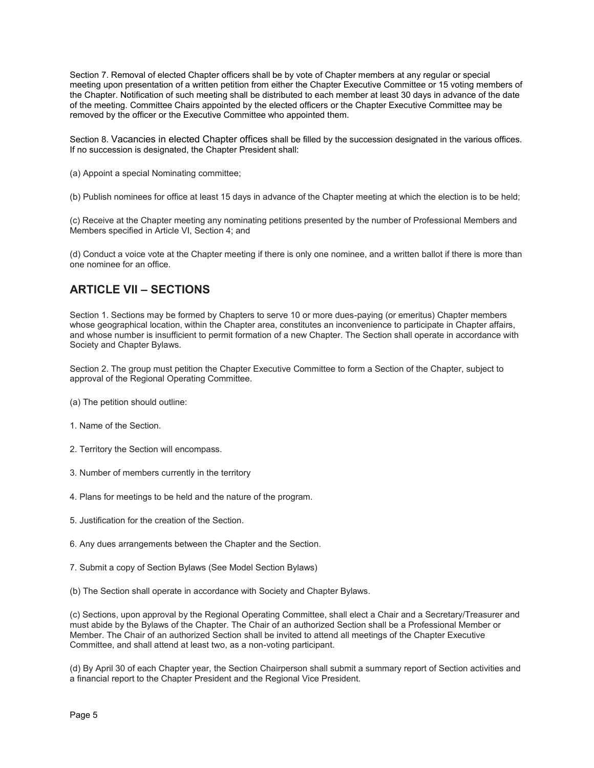Section 7. Removal of elected Chapter officers shall be by vote of Chapter members at any regular or special meeting upon presentation of a written petition from either the Chapter Executive Committee or 15 voting members of the Chapter. Notification of such meeting shall be distributed to each member at least 30 days in advance of the date of the meeting. Committee Chairs appointed by the elected officers or the Chapter Executive Committee may be removed by the officer or the Executive Committee who appointed them.

Section 8. Vacancies in elected Chapter offices shall be filled by the succession designated in the various offices. If no succession is designated, the Chapter President shall:

(a) Appoint a special Nominating committee;

(b) Publish nominees for office at least 15 days in advance of the Chapter meeting at which the election is to be held;

(c) Receive at the Chapter meeting any nominating petitions presented by the number of Professional Members and Members specified in Article VI, Section 4; and

(d) Conduct a voice vote at the Chapter meeting if there is only one nominee, and a written ballot if there is more than one nominee for an office.

## ARTICLE VII – SECTIONS

Section 1. Sections may be formed by Chapters to serve 10 or more dues-paying (or emeritus) Chapter members whose geographical location, within the Chapter area, constitutes an inconvenience to participate in Chapter affairs, and whose number is insufficient to permit formation of a new Chapter. The Section shall operate in accordance with Society and Chapter Bylaws.

Section 2. The group must petition the Chapter Executive Committee to form a Section of the Chapter, subject to approval of the Regional Operating Committee.

(a) The petition should outline:

1. Name of the Section.

2. Territory the Section will encompass.

3. Number of members currently in the territory

4. Plans for meetings to be held and the nature of the program.

5. Justification for the creation of the Section.

6. Any dues arrangements between the Chapter and the Section.

7. Submit a copy of Section Bylaws (See Model Section Bylaws)

(b) The Section shall operate in accordance with Society and Chapter Bylaws.

(c) Sections, upon approval by the Regional Operating Committee, shall elect a Chair and a Secretary/Treasurer and must abide by the Bylaws of the Chapter. The Chair of an authorized Section shall be a Professional Member or Member. The Chair of an authorized Section shall be invited to attend all meetings of the Chapter Executive Committee, and shall attend at least two, as a non-voting participant.

(d) By April 30 of each Chapter year, the Section Chairperson shall submit a summary report of Section activities and a financial report to the Chapter President and the Regional Vice President.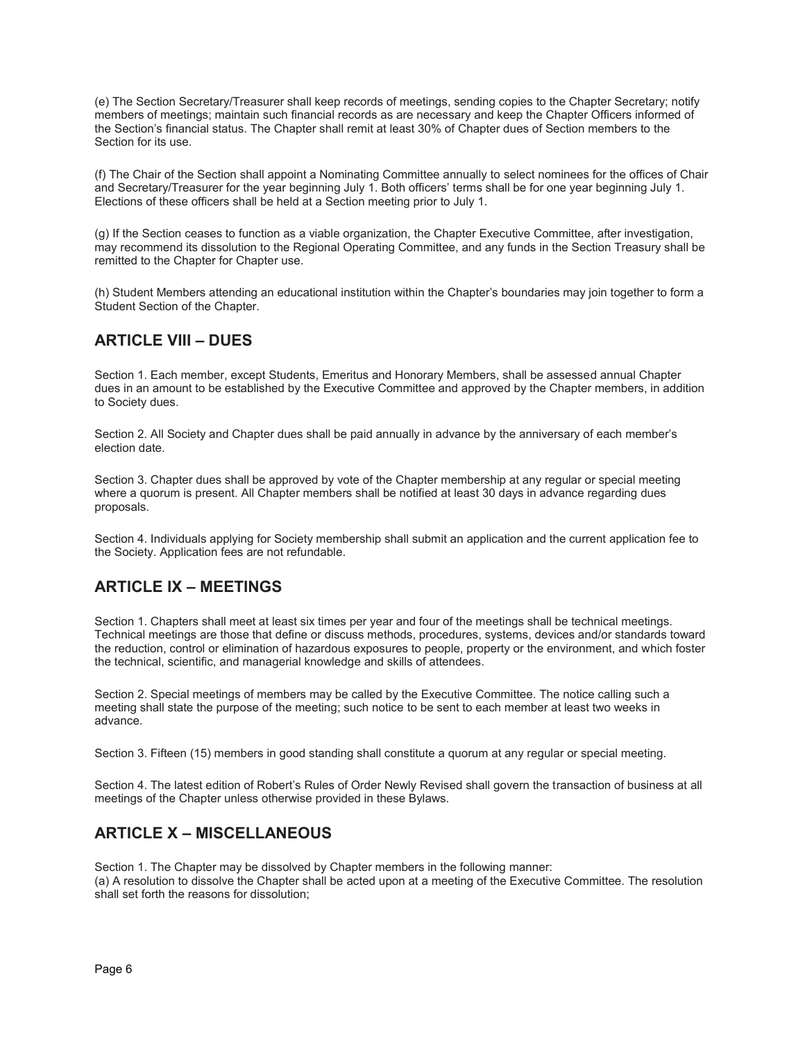(e) The Section Secretary/Treasurer shall keep records of meetings, sending copies to the Chapter Secretary; notify members of meetings; maintain such financial records as are necessary and keep the Chapter Officers informed of the Section's financial status. The Chapter shall remit at least 30% of Chapter dues of Section members to the Section for its use.

(f) The Chair of the Section shall appoint a Nominating Committee annually to select nominees for the offices of Chair and Secretary/Treasurer for the year beginning July 1. Both officers' terms shall be for one year beginning July 1. Elections of these officers shall be held at a Section meeting prior to July 1.

(g) If the Section ceases to function as a viable organization, the Chapter Executive Committee, after investigation, may recommend its dissolution to the Regional Operating Committee, and any funds in the Section Treasury shall be remitted to the Chapter for Chapter use.

(h) Student Members attending an educational institution within the Chapter's boundaries may join together to form a Student Section of the Chapter.

## ARTICLE VIII – DUES

Section 1. Each member, except Students, Emeritus and Honorary Members, shall be assessed annual Chapter dues in an amount to be established by the Executive Committee and approved by the Chapter members, in addition to Society dues.

Section 2. All Society and Chapter dues shall be paid annually in advance by the anniversary of each member's election date.

Section 3. Chapter dues shall be approved by vote of the Chapter membership at any regular or special meeting where a quorum is present. All Chapter members shall be notified at least 30 days in advance regarding dues proposals.

Section 4. Individuals applying for Society membership shall submit an application and the current application fee to the Society. Application fees are not refundable.

## ARTICLE IX – MEETINGS

Section 1. Chapters shall meet at least six times per year and four of the meetings shall be technical meetings. Technical meetings are those that define or discuss methods, procedures, systems, devices and/or standards toward the reduction, control or elimination of hazardous exposures to people, property or the environment, and which foster the technical, scientific, and managerial knowledge and skills of attendees.

Section 2. Special meetings of members may be called by the Executive Committee. The notice calling such a meeting shall state the purpose of the meeting; such notice to be sent to each member at least two weeks in advance.

Section 3. Fifteen (15) members in good standing shall constitute a quorum at any regular or special meeting.

Section 4. The latest edition of Robert's Rules of Order Newly Revised shall govern the transaction of business at all meetings of the Chapter unless otherwise provided in these Bylaws.

## ARTICLE X – MISCELLANEOUS

Section 1. The Chapter may be dissolved by Chapter members in the following manner:
(a) A resolution to dissolve the Chapter shall be acted upon at a meeting of the Executive Committee. The resolution shall set forth the reasons for dissolution;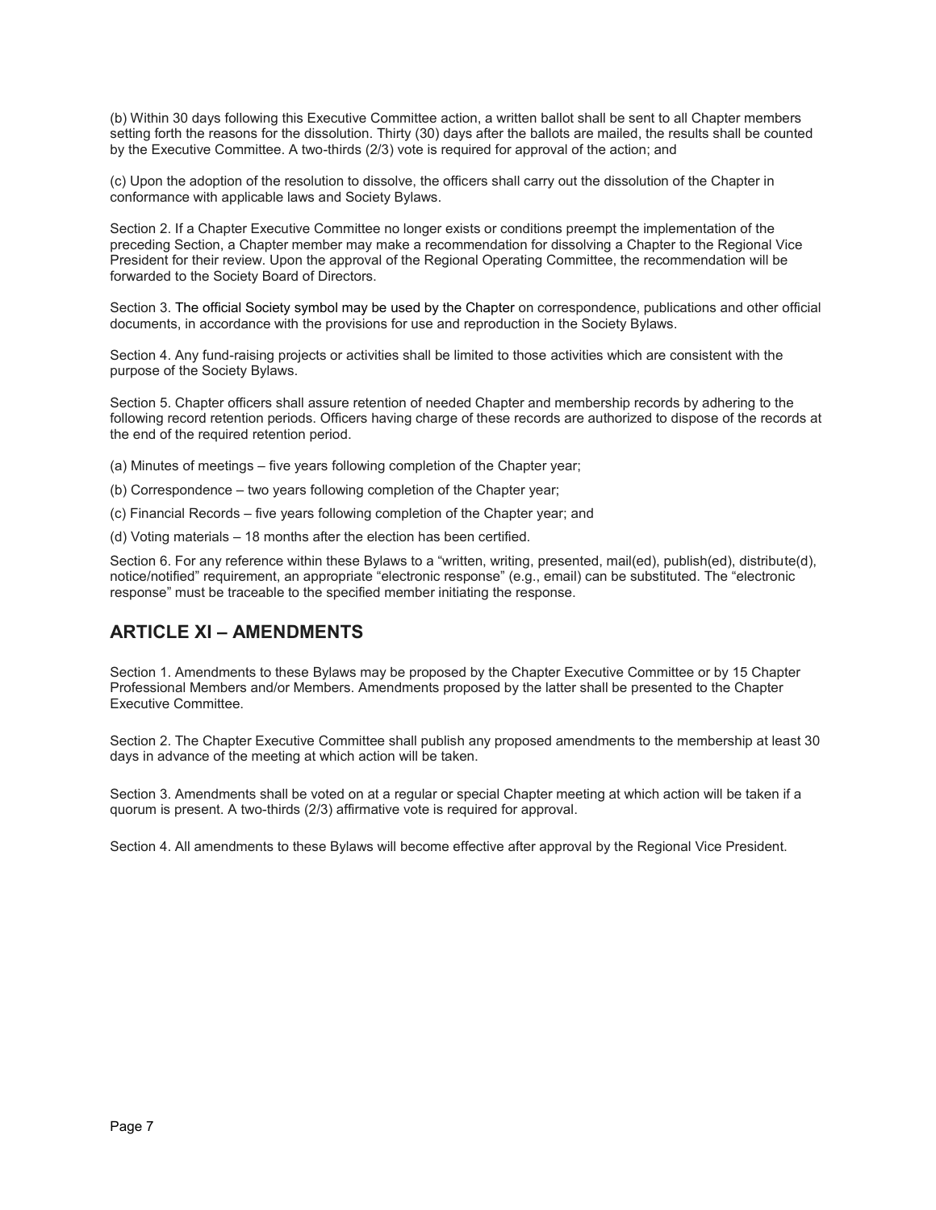(b) Within 30 days following this Executive Committee action, a written ballot shall be sent to all Chapter members setting forth the reasons for the dissolution. Thirty (30) days after the ballots are mailed, the results shall be counted by the Executive Committee. A two-thirds (2/3) vote is required for approval of the action; and

(c) Upon the adoption of the resolution to dissolve, the officers shall carry out the dissolution of the Chapter in conformance with applicable laws and Society Bylaws.

Section 2. If a Chapter Executive Committee no longer exists or conditions preempt the implementation of the preceding Section, a Chapter member may make a recommendation for dissolving a Chapter to the Regional Vice President for their review. Upon the approval of the Regional Operating Committee, the recommendation will be forwarded to the Society Board of Directors.

Section 3. The official Society symbol may be used by the Chapter on correspondence, publications and other official documents, in accordance with the provisions for use and reproduction in the Society Bylaws.

Section 4. Any fund-raising projects or activities shall be limited to those activities which are consistent with the purpose of the Society Bylaws.

Section 5. Chapter officers shall assure retention of needed Chapter and membership records by adhering to the following record retention periods. Officers having charge of these records are authorized to dispose of the records at the end of the required retention period.

(a) Minutes of meetings – five years following completion of the Chapter year;

(b) Correspondence – two years following completion of the Chapter year;

(c) Financial Records – five years following completion of the Chapter year; and

(d) Voting materials – 18 months after the election has been certified.

Section 6. For any reference within these Bylaws to a "written, writing, presented, mail(ed), publish(ed), distribute(d), notice/notified" requirement, an appropriate "electronic response" (e.g., email) can be substituted. The "electronic response" must be traceable to the specified member initiating the response.

## ARTICLE XI – AMENDMENTS

Section 1. Amendments to these Bylaws may be proposed by the Chapter Executive Committee or by 15 Chapter Professional Members and/or Members. Amendments proposed by the latter shall be presented to the Chapter Executive Committee.

Section 2. The Chapter Executive Committee shall publish any proposed amendments to the membership at least 30 days in advance of the meeting at which action will be taken.

Section 3. Amendments shall be voted on at a regular or special Chapter meeting at which action will be taken if a quorum is present. A two-thirds (2/3) affirmative vote is required for approval.

Section 4. All amendments to these Bylaws will become effective after approval by the Regional Vice President.